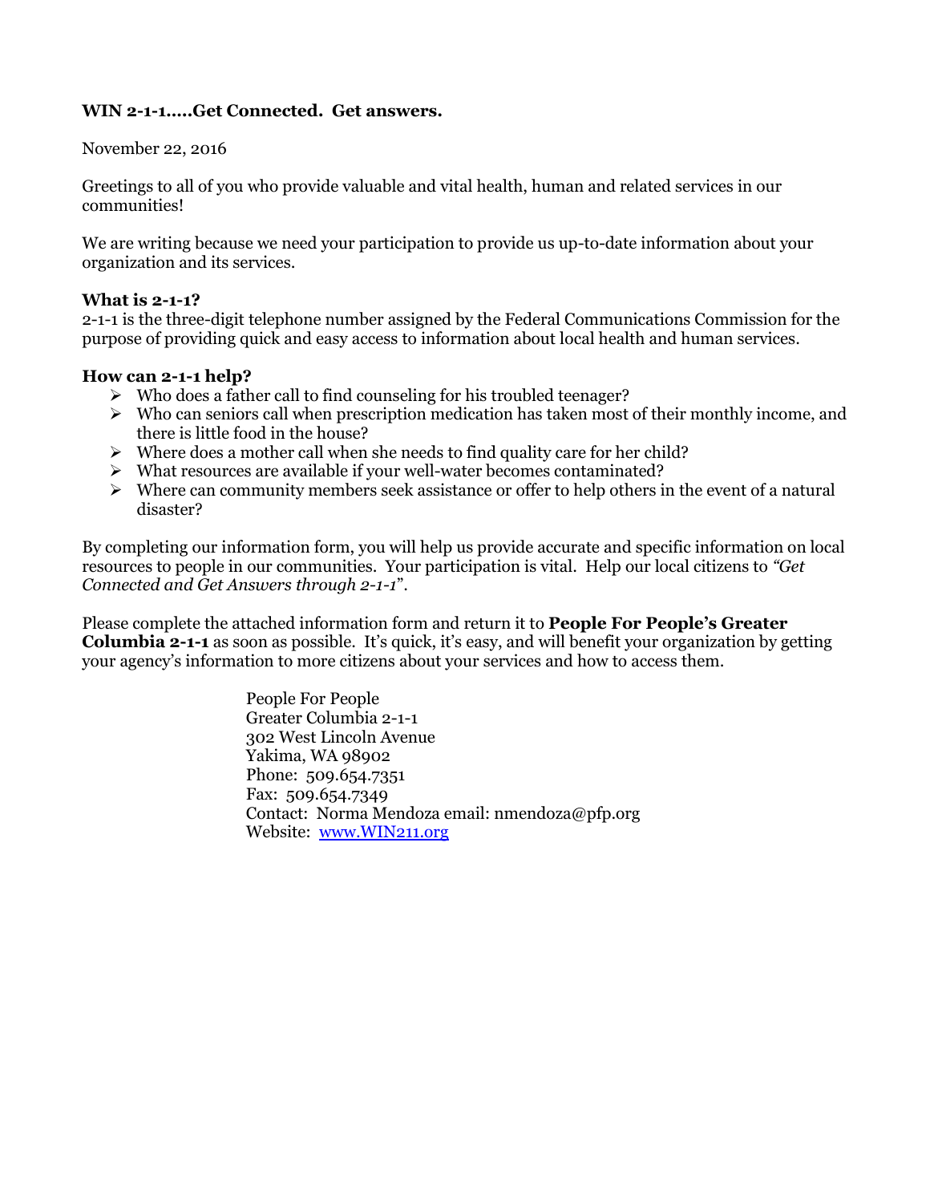**WIN 2-1-1…..Get Connected. Get answers.**

November 22, 2016

Greetings to all of you who provide valuable and vital health, human and related services in our communities!

We are writing because we need your participation to provide us up-to-date information about your organization and its services.

**What is 2-1-1?**
2-1-1 is the three-digit telephone number assigned by the Federal Communications Commission for the purpose of providing quick and easy access to information about local health and human services.

**How can 2-1-1 help?**

- Who does a father call to find counseling for his troubled teenager?
- Who can seniors call when prescription medication has taken most of their monthly income, and there is little food in the house?
- Where does a mother call when she needs to find quality care for her child?
- What resources are available if your well-water becomes contaminated?
- Where can community members seek assistance or offer to help others in the event of a natural disaster?

By completing our information form, you will help us provide accurate and specific information on local resources to people in our communities. Your participation is vital. Help our local citizens to *"Get Connected and Get Answers through 2-1-1*".

Please complete the attached information form and return it to **People For People's Greater Columbia 2-1-1** as soon as possible. It's quick, it's easy, and will benefit your organization by getting your agency's information to more citizens about your services and how to access them.

People For People
Greater Columbia 2-1-1
302 West Lincoln Avenue
Yakima, WA 98902
Phone: 509.654.7351
Fax: 509.654.7349
Contact: Norma Mendoza email: nmendoza@pfp.org
Website: www.WIN211.org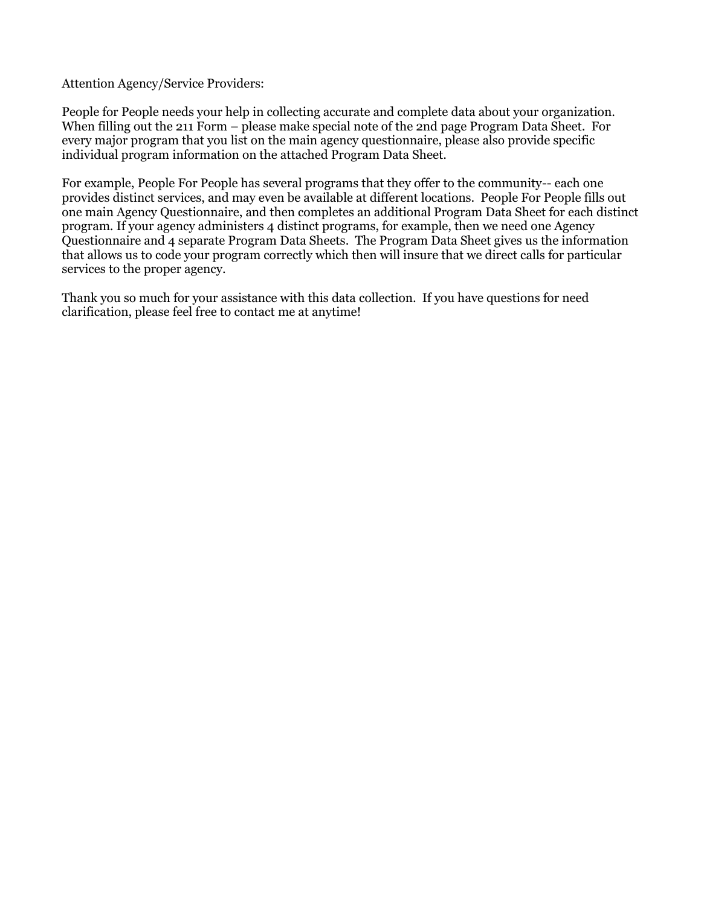Attention Agency/Service Providers:

People for People needs your help in collecting accurate and complete data about your organization. When filling out the 211 Form – please make special note of the 2nd page Program Data Sheet. For every major program that you list on the main agency questionnaire, please also provide specific individual program information on the attached Program Data Sheet.

For example, People For People has several programs that they offer to the community-- each one provides distinct services, and may even be available at different locations. People For People fills out one main Agency Questionnaire, and then completes an additional Program Data Sheet for each distinct program. If your agency administers 4 distinct programs, for example, then we need one Agency Questionnaire and 4 separate Program Data Sheets. The Program Data Sheet gives us the information that allows us to code your program correctly which then will insure that we direct calls for particular services to the proper agency.

Thank you so much for your assistance with this data collection. If you have questions for need clarification, please feel free to contact me at anytime!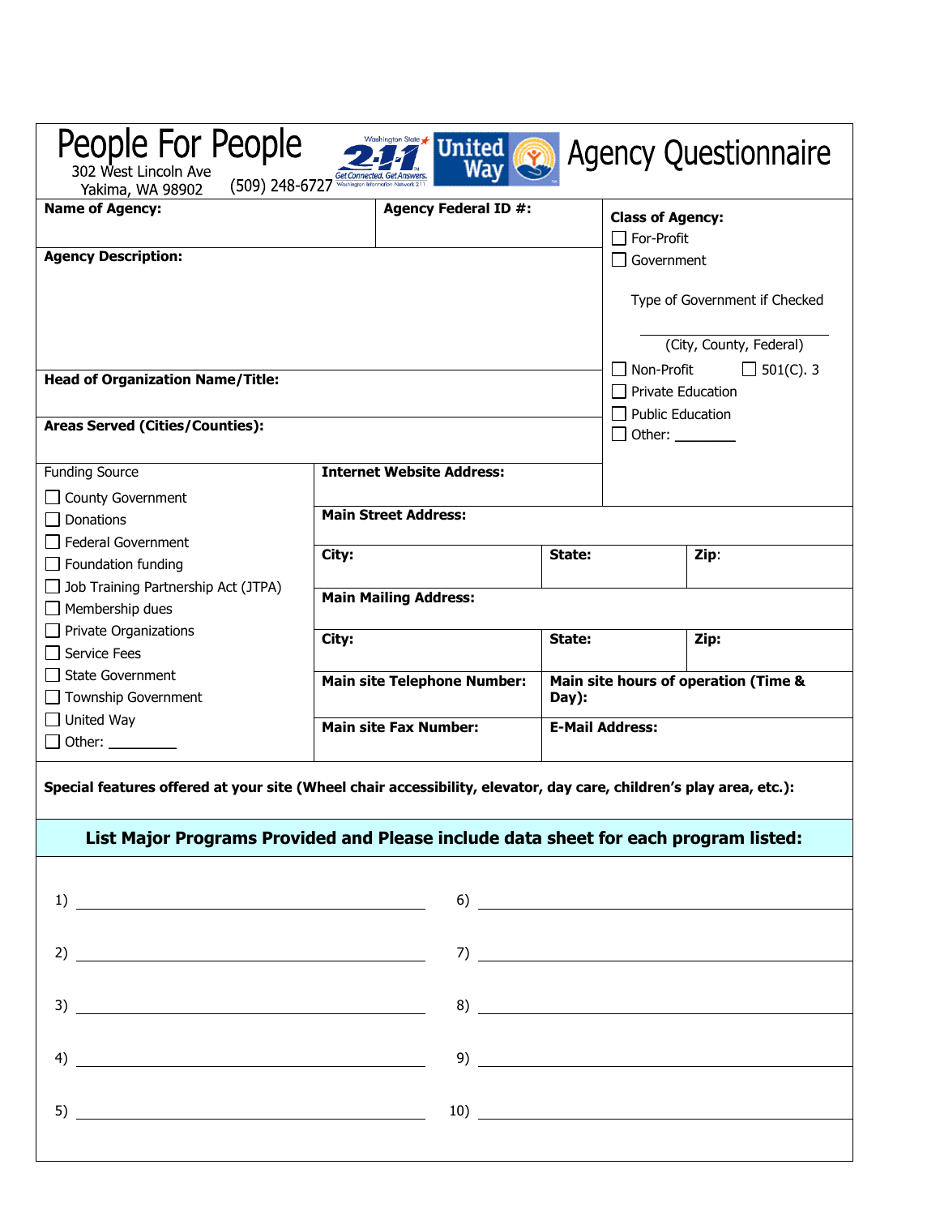# People For People

302 West Lincoln Ave
Yakima, WA 98902
(509) 248-6727

Washington State 2-1-1 Get Connected. Get Answers. Washington Information Network 211 — United Way

# Agency Questionnaire

**Name of Agency:**

**Agency Federal ID #:**

**Agency Description:**

**Head of Organization Name/Title:**

**Areas Served (Cities/Counties):**

**Class of Agency:**

- ☐ For-Profit
- ☐ Government

Type of Government if Checked

\_\_\_\_\_\_\_\_\_\_\_\_\_\_\_\_\_\_\_\_
(City, County, Federal)

- ☐ Non-Profit ☐ 501(C). 3
- ☐ Private Education
- ☐ Public Education
- ☐ Other: \_\_\_\_\_\_\_\_

Funding Source

- ☐ County Government
- ☐ Donations
- ☐ Federal Government
- ☐ Foundation funding
- ☐ Job Training Partnership Act (JTPA)
- ☐ Membership dues
- ☐ Private Organizations
- ☐ Service Fees
- ☐ State Government
- ☐ Township Government
- ☐ United Way
- ☐ Other: \_\_\_\_\_\_\_\_\_

| | | |
|---|---|---|
| **Internet Website Address:** | | |
| **Main Street Address:** | | |
| **City:** | **State:** | **Zip:** |
| **Main Mailing Address:** | | |
| **City:** | **State:** | **Zip:** |
| **Main site Telephone Number:** | **Main site hours of operation (Time & Day):** | |
| **Main site Fax Number:** | **E-Mail Address:** | |

**Special features offered at your site (Wheel chair accessibility, elevator, day care, children's play area, etc.):**

## List Major Programs Provided and Please include data sheet for each program listed:

1) \_\_\_\_\_\_\_\_\_\_\_\_\_\_\_\_\_\_\_\_

2) \_\_\_\_\_\_\_\_\_\_\_\_\_\_\_\_\_\_\_\_

3) \_\_\_\_\_\_\_\_\_\_\_\_\_\_\_\_\_\_\_\_

4) \_\_\_\_\_\_\_\_\_\_\_\_\_\_\_\_\_\_\_\_

5) \_\_\_\_\_\_\_\_\_\_\_\_\_\_\_\_\_\_\_\_

6) \_\_\_\_\_\_\_\_\_\_\_\_\_\_\_\_\_\_\_\_

7) \_\_\_\_\_\_\_\_\_\_\_\_\_\_\_\_\_\_\_\_

8) \_\_\_\_\_\_\_\_\_\_\_\_\_\_\_\_\_\_\_\_

9) \_\_\_\_\_\_\_\_\_\_\_\_\_\_\_\_\_\_\_\_

10) \_\_\_\_\_\_\_\_\_\_\_\_\_\_\_\_\_\_\_\_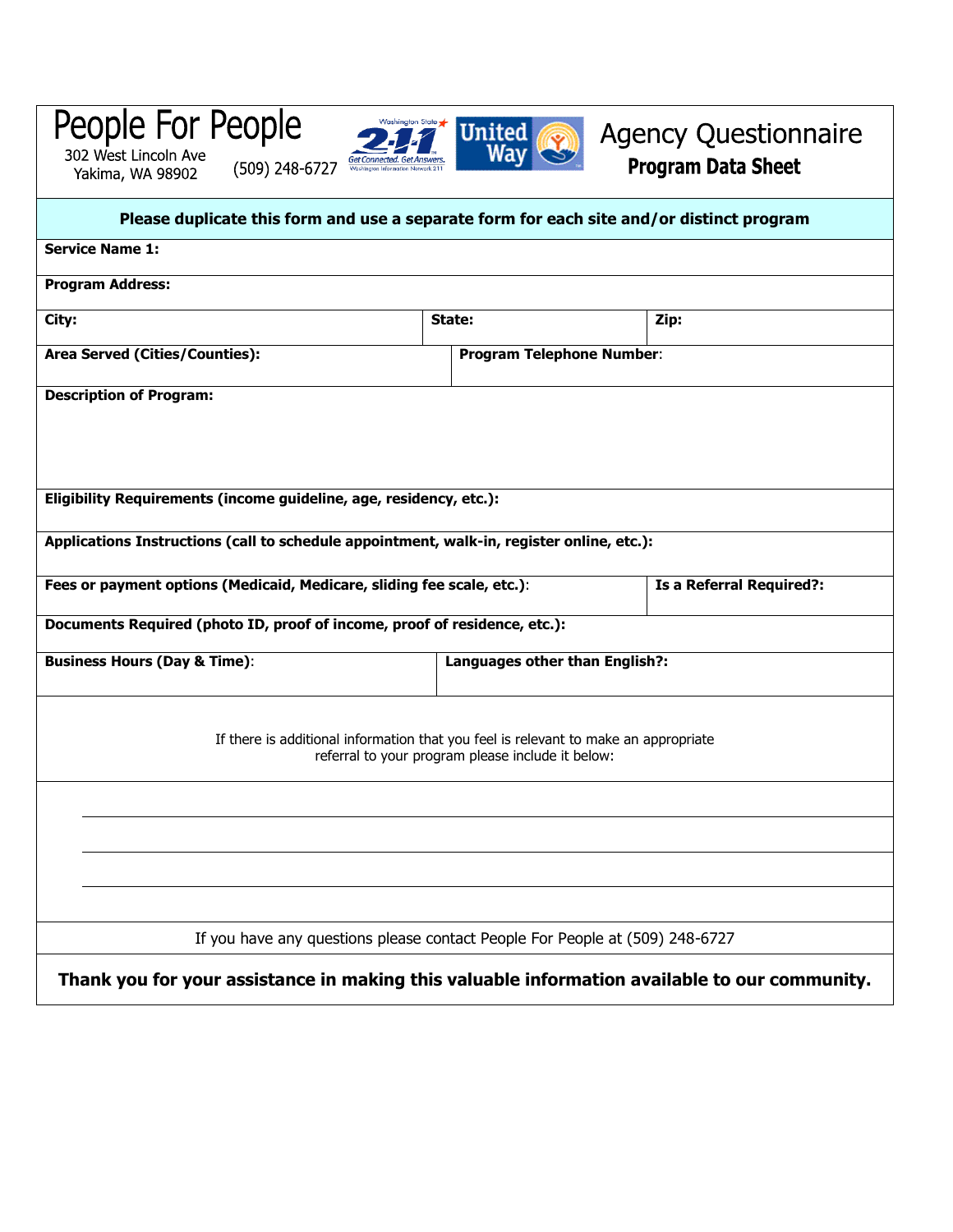# People For People

302 West Lincoln Ave
Yakima, WA 98902

(509) 248-6727

Washington State 2-1-1 Get Connected. Get Answers. Washington Information Network 211

United Way

## Agency Questionnaire

**Program Data Sheet**

**Please duplicate this form and use a separate form for each site and/or distinct program**

**Service Name 1:**

**Program Address:**

| | | |
|---|---|---|
| **City:** | **State:** | **Zip:** |

| | |
|---|---|
| **Area Served (Cities/Counties):** | **Program Telephone Number**: |

**Description of Program:**

**Eligibility Requirements (income guideline, age, residency, etc.):**

**Applications Instructions (call to schedule appointment, walk-in, register online, etc.):**

| | |
|---|---|
| **Fees or payment options (Medicaid, Medicare, sliding fee scale, etc.)**: | **Is a Referral Required?:** |

**Documents Required (photo ID, proof of income, proof of residence, etc.):**

| | |
|---|---|
| **Business Hours (Day & Time)**: | **Languages other than English?:** |

If there is additional information that you feel is relevant to make an appropriate referral to your program please include it below:

If you have any questions please contact People For People at (509) 248-6727

**Thank you for your assistance in making this valuable information available to our community.**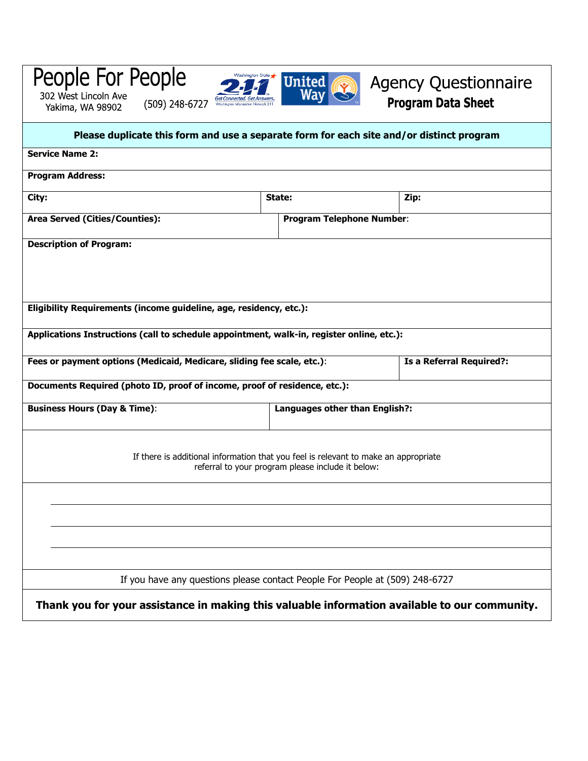# People For People

302 West Lincoln Ave
Yakima, WA 98902
(509) 248-6727

Washington State 2-1-1 Get Connected. Get Answers. Washington Information Network 211

United Way

## Agency Questionnaire
### Program Data Sheet

**Please duplicate this form and use a separate form for each site and/or distinct program**

**Service Name 2:**

**Program Address:**

| | | |
|---|---|---|
| **City:** | **State:** | **Zip:** |

| | |
|---|---|
| **Area Served (Cities/Counties):** | **Program Telephone Number**: |

**Description of Program:**

**Eligibility Requirements (income guideline, age, residency, etc.):**

**Applications Instructions (call to schedule appointment, walk-in, register online, etc.):**

| | |
|---|---|
| **Fees or payment options (Medicaid, Medicare, sliding fee scale, etc.)**: | **Is a Referral Required?:** |

**Documents Required (photo ID, proof of income, proof of residence, etc.):**

| | |
|---|---|
| **Business Hours (Day & Time)**: | **Languages other than English?:** |

If there is additional information that you feel is relevant to make an appropriate referral to your program please include it below:

\_\_\_\_\_\_\_\_\_\_\_\_\_\_\_\_\_\_\_\_\_\_\_\_\_\_\_\_\_\_\_\_\_\_\_\_\_\_\_\_\_\_\_\_\_\_\_\_

\_\_\_\_\_\_\_\_\_\_\_\_\_\_\_\_\_\_\_\_\_\_\_\_\_\_\_\_\_\_\_\_\_\_\_\_\_\_\_\_\_\_\_\_\_\_\_\_

\_\_\_\_\_\_\_\_\_\_\_\_\_\_\_\_\_\_\_\_\_\_\_\_\_\_\_\_\_\_\_\_\_\_\_\_\_\_\_\_\_\_\_\_\_\_\_\_

If you have any questions please contact People For People at (509) 248-6727

**Thank you for your assistance in making this valuable information available to our community.**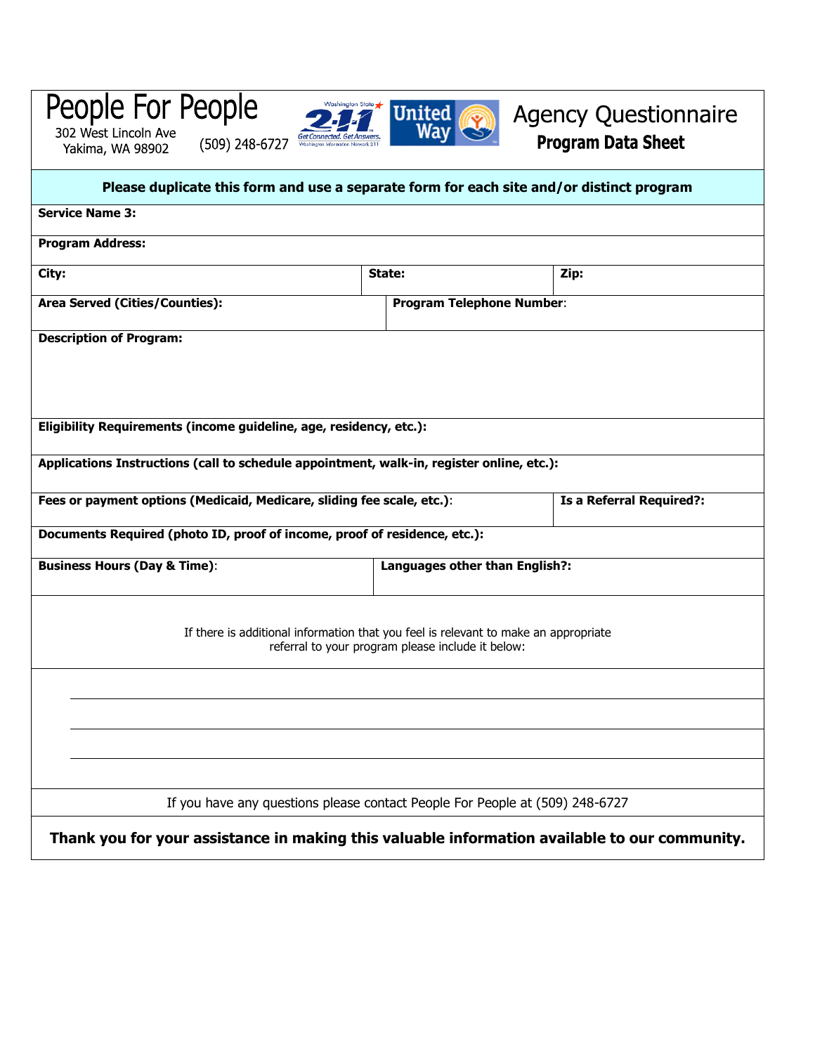# People For People

302 West Lincoln Ave
Yakima, WA 98902

(509) 248-6727

## Agency Questionnaire

**Program Data Sheet**

**Please duplicate this form and use a separate form for each site and/or distinct program**

**Service Name 3:**

**Program Address:**

| **City:** | **State:** | **Zip:** |
|---|---|---|

| **Area Served (Cities/Counties):** | **Program Telephone Number**: |
|---|---|

**Description of Program:**

**Eligibility Requirements (income guideline, age, residency, etc.):**

**Applications Instructions (call to schedule appointment, walk-in, register online, etc.):**

| **Fees or payment options (Medicaid, Medicare, sliding fee scale, etc.)**: | **Is a Referral Required?:** |
|---|---|

**Documents Required (photo ID, proof of income, proof of residence, etc.):**

| **Business Hours (Day & Time)**: | **Languages other than English?:** |
|---|---|

If there is additional information that you feel is relevant to make an appropriate referral to your program please include it below:

If you have any questions please contact People For People at (509) 248-6727

**Thank you for your assistance in making this valuable information available to our community.**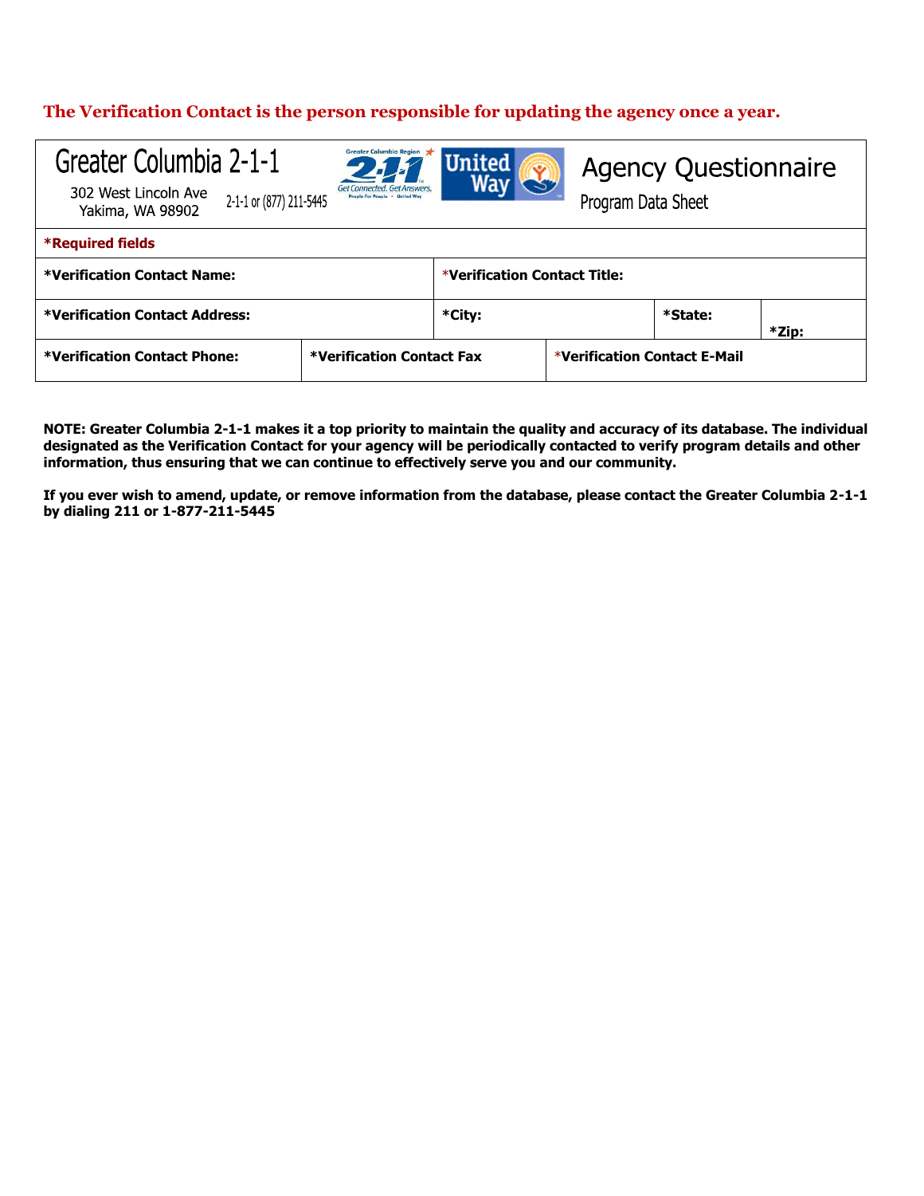**The Verification Contact is the person responsible for updating the agency once a year.**

| | | | | |
|---|---|---|---|---|
| Greater Columbia 2-1-1<br>302 West Lincoln Ave<br>Yakima, WA 98902<br>2-1-1 or (877) 211-5445 | Greater Columbia Region 2-1-1 Get Connected. Get Answers. People For People • United Way<br>United Way | Agency Questionnaire<br>Program Data Sheet | | |
| ***Required fields** | | | | |
| ***Verification Contact Name:** | | ***Verification Contact Title:** | | |
| ***Verification Contact Address:** | | ***City:** | ***State:** | ***Zip:** |
| ***Verification Contact Phone:** | ***Verification Contact Fax** | ***Verification Contact E-Mail** | | |

**NOTE: Greater Columbia 2-1-1 makes it a top priority to maintain the quality and accuracy of its database. The individual designated as the Verification Contact for your agency will be periodically contacted to verify program details and other information, thus ensuring that we can continue to effectively serve you and our community.**

**If you ever wish to amend, update, or remove information from the database, please contact the Greater Columbia 2-1-1 by dialing 211 or 1-877-211-5445**